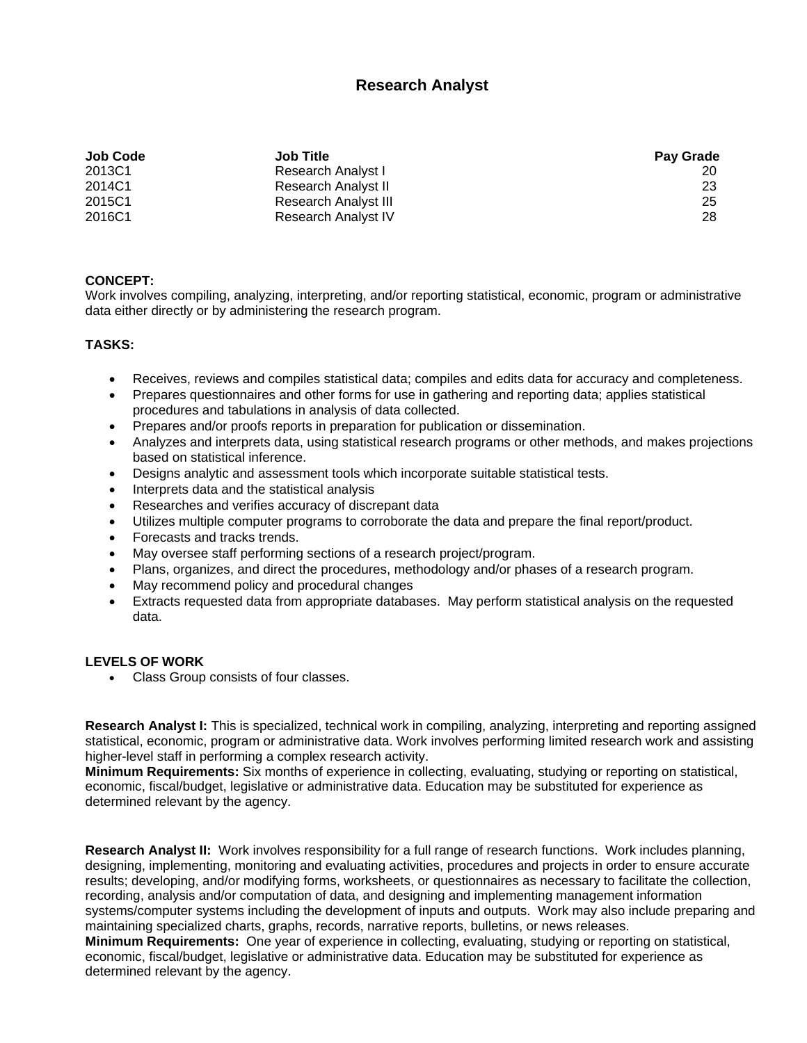# Research Analyst

| Job Code | Job Title | Pay Grade |
|---|---|---|
| 2013C1 | Research Analyst I | 20 |
| 2014C1 | Research Analyst II | 23 |
| 2015C1 | Research Analyst III | 25 |
| 2016C1 | Research Analyst IV | 28 |

**CONCEPT:**
Work involves compiling, analyzing, interpreting, and/or reporting statistical, economic, program or administrative data either directly or by administering the research program.

**TASKS:**

- Receives, reviews and compiles statistical data; compiles and edits data for accuracy and completeness.
- Prepares questionnaires and other forms for use in gathering and reporting data; applies statistical procedures and tabulations in analysis of data collected.
- Prepares and/or proofs reports in preparation for publication or dissemination.
- Analyzes and interprets data, using statistical research programs or other methods, and makes projections based on statistical inference.
- Designs analytic and assessment tools which incorporate suitable statistical tests.
- Interprets data and the statistical analysis
- Researches and verifies accuracy of discrepant data
- Utilizes multiple computer programs to corroborate the data and prepare the final report/product.
- Forecasts and tracks trends.
- May oversee staff performing sections of a research project/program.
- Plans, organizes, and direct the procedures, methodology and/or phases of a research program.
- May recommend policy and procedural changes
- Extracts requested data from appropriate databases. May perform statistical analysis on the requested data.

**LEVELS OF WORK**

- Class Group consists of four classes.

**Research Analyst I:** This is specialized, technical work in compiling, analyzing, interpreting and reporting assigned statistical, economic, program or administrative data. Work involves performing limited research work and assisting higher-level staff in performing a complex research activity.
**Minimum Requirements:** Six months of experience in collecting, evaluating, studying or reporting on statistical, economic, fiscal/budget, legislative or administrative data. Education may be substituted for experience as determined relevant by the agency.

**Research Analyst II:** Work involves responsibility for a full range of research functions. Work includes planning, designing, implementing, monitoring and evaluating activities, procedures and projects in order to ensure accurate results; developing, and/or modifying forms, worksheets, or questionnaires as necessary to facilitate the collection, recording, analysis and/or computation of data, and designing and implementing management information systems/computer systems including the development of inputs and outputs. Work may also include preparing and maintaining specialized charts, graphs, records, narrative reports, bulletins, or news releases.
**Minimum Requirements:** One year of experience in collecting, evaluating, studying or reporting on statistical, economic, fiscal/budget, legislative or administrative data. Education may be substituted for experience as determined relevant by the agency.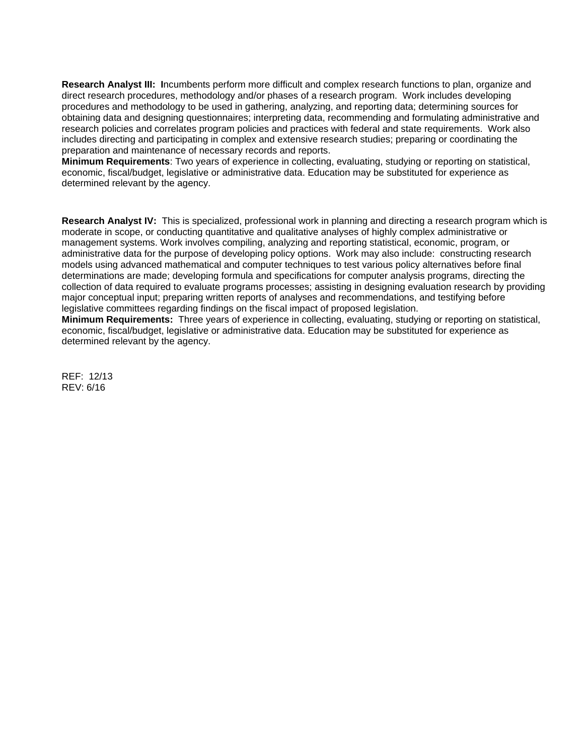**Research Analyst III:** Incumbents perform more difficult and complex research functions to plan, organize and direct research procedures, methodology and/or phases of a research program. Work includes developing procedures and methodology to be used in gathering, analyzing, and reporting data; determining sources for obtaining data and designing questionnaires; interpreting data, recommending and formulating administrative and research policies and correlates program policies and practices with federal and state requirements. Work also includes directing and participating in complex and extensive research studies; preparing or coordinating the preparation and maintenance of necessary records and reports.
**Minimum Requirements**: Two years of experience in collecting, evaluating, studying or reporting on statistical, economic, fiscal/budget, legislative or administrative data. Education may be substituted for experience as determined relevant by the agency.

**Research Analyst IV:** This is specialized, professional work in planning and directing a research program which is moderate in scope, or conducting quantitative and qualitative analyses of highly complex administrative or management systems. Work involves compiling, analyzing and reporting statistical, economic, program, or administrative data for the purpose of developing policy options. Work may also include: constructing research models using advanced mathematical and computer techniques to test various policy alternatives before final determinations are made; developing formula and specifications for computer analysis programs, directing the collection of data required to evaluate programs processes; assisting in designing evaluation research by providing major conceptual input; preparing written reports of analyses and recommendations, and testifying before legislative committees regarding findings on the fiscal impact of proposed legislation.
**Minimum Requirements:** Three years of experience in collecting, evaluating, studying or reporting on statistical, economic, fiscal/budget, legislative or administrative data. Education may be substituted for experience as determined relevant by the agency.

REF: 12/13
REV: 6/16